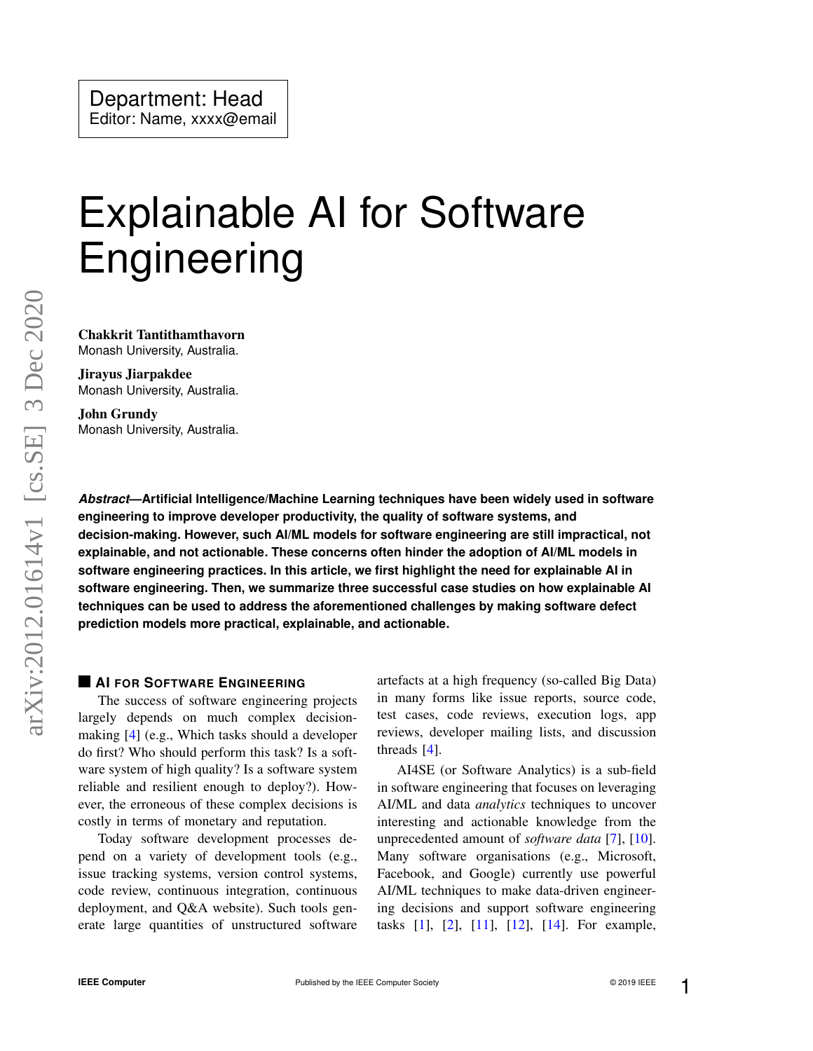Department: Head
Editor: Name, xxxx@email

# Explainable AI for Software Engineering

**Chakkrit Tantithamthavorn**
Monash University, Australia.

**Jirayus Jiarpakdee**
Monash University, Australia.

**John Grundy**
Monash University, Australia.

***Abstract*—Artificial Intelligence/Machine Learning techniques have been widely used in software engineering to improve developer productivity, the quality of software systems, and decision-making. However, such AI/ML models for software engineering are still impractical, not explainable, and not actionable. These concerns often hinder the adoption of AI/ML models in software engineering practices. In this article, we first highlight the need for explainable AI in software engineering. Then, we summarize three successful case studies on how explainable AI techniques can be used to address the aforementioned challenges by making software defect prediction models more practical, explainable, and actionable.**

## AI FOR SOFTWARE ENGINEERING

The success of software engineering projects largely depends on much complex decision-making [4] (e.g., Which tasks should a developer do first? Who should perform this task? Is a software system of high quality? Is a software system reliable and resilient enough to deploy?). However, the erroneous of these complex decisions is costly in terms of monetary and reputation.

Today software development processes depend on a variety of development tools (e.g., issue tracking systems, version control systems, code review, continuous integration, continuous deployment, and Q&A website). Such tools generate large quantities of unstructured software artefacts at a high frequency (so-called Big Data) in many forms like issue reports, source code, test cases, code reviews, execution logs, app reviews, developer mailing lists, and discussion threads [4].

AI4SE (or Software Analytics) is a sub-field in software engineering that focuses on leveraging AI/ML and data *analytics* techniques to uncover interesting and actionable knowledge from the unprecedented amount of *software data* [7], [10]. Many software organisations (e.g., Microsoft, Facebook, and Google) currently use powerful AI/ML techniques to make data-driven engineering decisions and support software engineering tasks [1], [2], [11], [12], [14]. For example,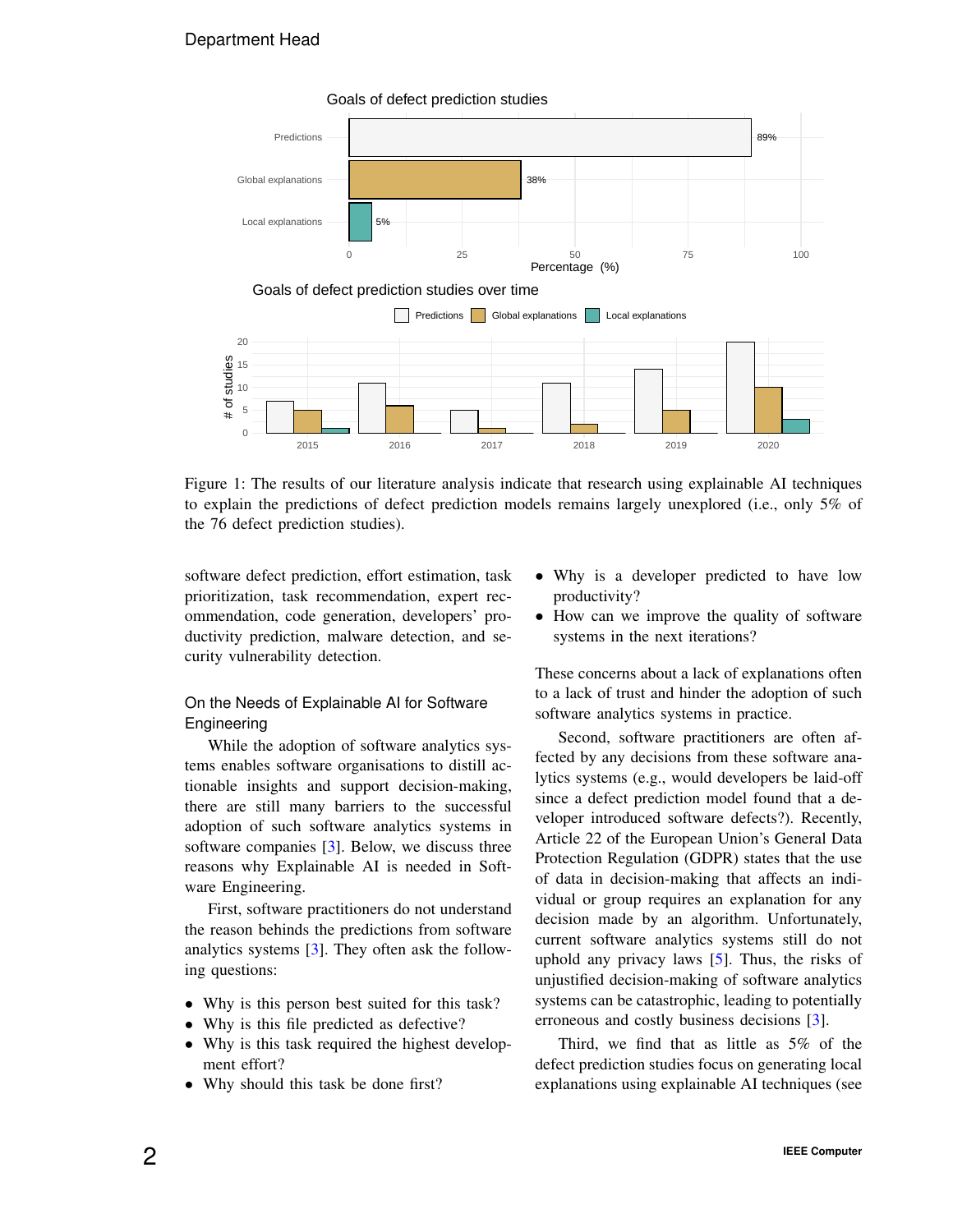Figure 1: The results of our literature analysis indicate that research using explainable AI techniques to explain the predictions of defect prediction models remains largely unexplored (i.e., only 5% of the 76 defect prediction studies).

software defect prediction, effort estimation, task prioritization, task recommendation, expert recommendation, code generation, developers' productivity prediction, malware detection, and security vulnerability detection.

## On the Needs of Explainable AI for Software Engineering

While the adoption of software analytics systems enables software organisations to distill actionable insights and support decision-making, there are still many barriers to the successful adoption of such software analytics systems in software companies [3]. Below, we discuss three reasons why Explainable AI is needed in Software Engineering.

First, software practitioners do not understand the reason behinds the predictions from software analytics systems [3]. They often ask the following questions:

- Why is this person best suited for this task?
- Why is this file predicted as defective?
- Why is this task required the highest development effort?
- Why should this task be done first?
- Why is a developer predicted to have low productivity?
- How can we improve the quality of software systems in the next iterations?

These concerns about a lack of explanations often to a lack of trust and hinder the adoption of such software analytics systems in practice.

Second, software practitioners are often affected by any decisions from these software analytics systems (e.g., would developers be laid-off since a defect prediction model found that a developer introduced software defects?). Recently, Article 22 of the European Union's General Data Protection Regulation (GDPR) states that the use of data in decision-making that affects an individual or group requires an explanation for any decision made by an algorithm. Unfortunately, current software analytics systems still do not uphold any privacy laws [5]. Thus, the risks of unjustified decision-making of software analytics systems can be catastrophic, leading to potentially erroneous and costly business decisions [3].

Third, we find that as little as 5% of the defect prediction studies focus on generating local explanations using explainable AI techniques (see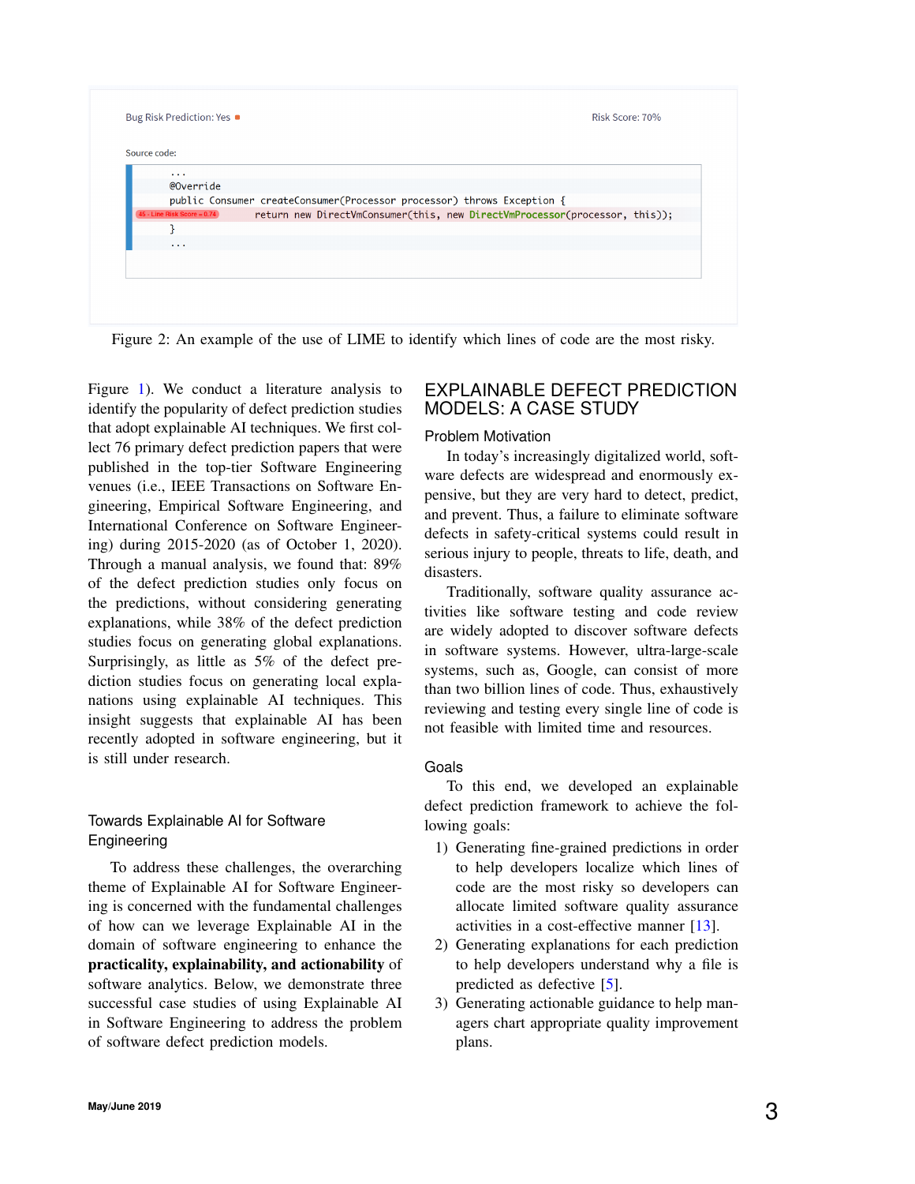Bug Risk Prediction: Yes

Risk Score: 70%

Source code:

```
...
@Override
public Consumer createConsumer(Processor processor) throws Exception {
45 - Line Risk Score = 0.74    return new DirectVmConsumer(this, new DirectVmProcessor(processor, this));
}
...
```

Figure 2: An example of the use of LIME to identify which lines of code are the most risky.

Figure 1). We conduct a literature analysis to identify the popularity of defect prediction studies that adopt explainable AI techniques. We first collect 76 primary defect prediction papers that were published in the top-tier Software Engineering venues (i.e., IEEE Transactions on Software Engineering, Empirical Software Engineering, and International Conference on Software Engineering) during 2015-2020 (as of October 1, 2020). Through a manual analysis, we found that: 89% of the defect prediction studies only focus on the predictions, without considering generating explanations, while 38% of the defect prediction studies focus on generating global explanations. Surprisingly, as little as 5% of the defect prediction studies focus on generating local explanations using explainable AI techniques. This insight suggests that explainable AI has been recently adopted in software engineering, but it is still under research.

### Towards Explainable AI for Software Engineering

To address these challenges, the overarching theme of Explainable AI for Software Engineering is concerned with the fundamental challenges of how can we leverage Explainable AI in the domain of software engineering to enhance the **practicality, explainability, and actionability** of software analytics. Below, we demonstrate three successful case studies of using Explainable AI in Software Engineering to address the problem of software defect prediction models.

## EXPLAINABLE DEFECT PREDICTION MODELS: A CASE STUDY

### Problem Motivation

In today's increasingly digitalized world, software defects are widespread and enormously expensive, but they are very hard to detect, predict, and prevent. Thus, a failure to eliminate software defects in safety-critical systems could result in serious injury to people, threats to life, death, and disasters.

Traditionally, software quality assurance activities like software testing and code review are widely adopted to discover software defects in software systems. However, ultra-large-scale systems, such as, Google, can consist of more than two billion lines of code. Thus, exhaustively reviewing and testing every single line of code is not feasible with limited time and resources.

### Goals

To this end, we developed an explainable defect prediction framework to achieve the following goals:

1) Generating fine-grained predictions in order to help developers localize which lines of code are the most risky so developers can allocate limited software quality assurance activities in a cost-effective manner [13].
2) Generating explanations for each prediction to help developers understand why a file is predicted as defective [5].
3) Generating actionable guidance to help managers chart appropriate quality improvement plans.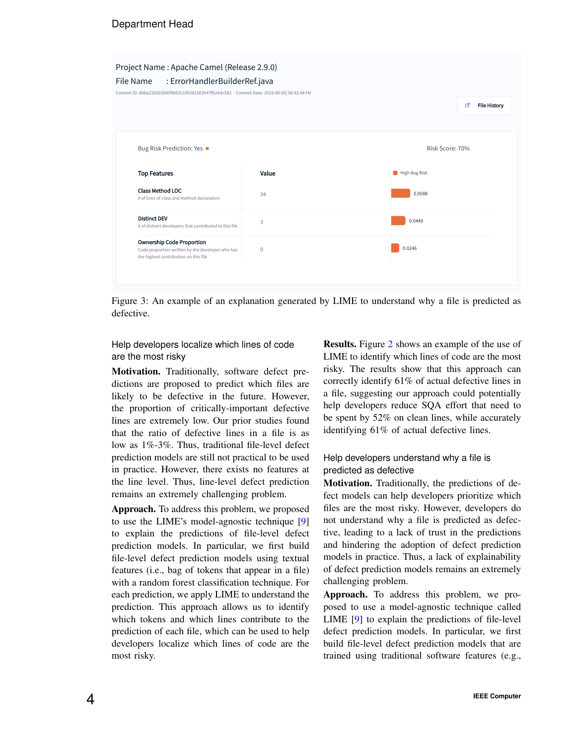Department Head

Project Name : Apache Camel (Release 2.9.0)
File Name : ErrorHandlerBuilderRef.java
Commit ID: d6ba235655bfef9b63c195381303547fb24dc583 Commit Date: 2019-08-05| 06:42:48 PM

File History

Bug Risk Prediction: Yes Risk Score: 70%

| Top Features | Value | High Bug Risk |
| --- | --- | --- |
| Class Method LOC<br># of lines of class and method declaration | 34 | 0.0588 |
| Distinct DEV<br># of distinct developers that contributed to this file | 3 | 0.0449 |
| Ownership Code Proportion<br>Code proportion written by the developer who has the highest contribution on this file | 0 | 0.0246 |

Figure 3: An example of an explanation generated by LIME to understand why a file is predicted as defective.

### Help developers localize which lines of code are the most risky

**Motivation.** Traditionally, software defect predictions are proposed to predict which files are likely to be defective in the future. However, the proportion of critically-important defective lines are extremely low. Our prior studies found that the ratio of defective lines in a file is as low as 1%-3%. Thus, traditional file-level defect prediction models are still not practical to be used in practice. However, there exists no features at the line level. Thus, line-level defect prediction remains an extremely challenging problem.

**Approach.** To address this problem, we proposed to use the LIME's model-agnostic technique [9] to explain the predictions of file-level defect prediction models. In particular, we first build file-level defect prediction models using textual features (i.e., bag of tokens that appear in a file) with a random forest classification technique. For each prediction, we apply LIME to understand the prediction. This approach allows us to identify which tokens and which lines contribute to the prediction of each file, which can be used to help developers localize which lines of code are the most risky.

**Results.** Figure 2 shows an example of the use of LIME to identify which lines of code are the most risky. The results show that this approach can correctly identify 61% of actual defective lines in a file, suggesting our approach could potentially help developers reduce SQA effort that need to be spent by 52% on clean lines, while accurately identifying 61% of actual defective lines.

### Help developers understand why a file is predicted as defective

**Motivation.** Traditionally, the predictions of defect models can help developers prioritize which files are the most risky. However, developers do not understand why a file is predicted as defective, leading to a lack of trust in the predictions and hindering the adoption of defect prediction models in practice. Thus, a lack of explainability of defect prediction models remains an extremely challenging problem.

**Approach.** To address this problem, we proposed to use a model-agnostic technique called LIME [9] to explain the predictions of file-level defect prediction models. In particular, we first build file-level defect prediction models that are trained using traditional software features (e.g.,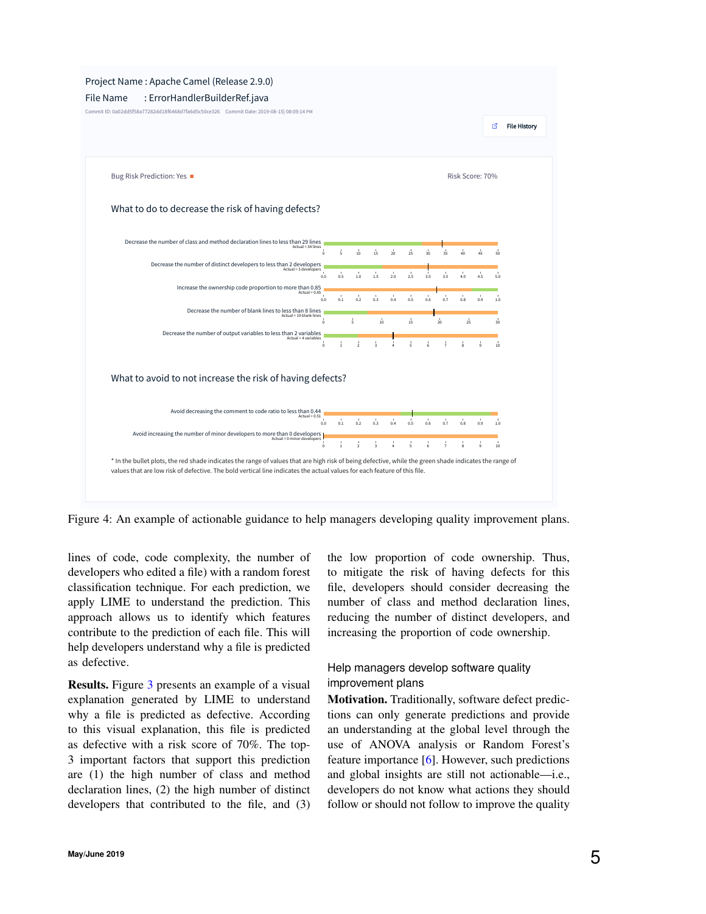Project Name : Apache Camel (Release 2.9.0)

File Name : ErrorHandlerBuilderRef.java

Commit ID: 0a02dd5f58a77282dd18f6468d7fa6d5c50ce326 Commit Date: 2019-08-15| 08:09:14 PM

File History

Bug Risk Prediction: Yes

Risk Score: 70%

What to do to decrease the risk of having defects?

Decrease the number of class and method declaration lines to less than 29 lines (Actual = 34 lines)

Decrease the number of distinct developers to less than 2 developers (Actual = 3 developers)

Increase the ownership code proportion to more than 0.85 (Actual = 0.65)

Decrease the number of blank lines to less than 8 lines (Actual = 19 blank lines)

Decrease the number of output variables to less than 2 variables (Actual = 4 variables)

What to avoid to not increase the risk of having defects?

Avoid decreasing the comment to code ratio to less than 0.44 (Actual = 0.51)

Avoid increasing the number of minor developers to more than 0 developers (Actual = 0 minor developers)

* In the bullet plots, the red shade indicates the range of values that are high risk of being defective, while the green shade indicates the range of values that are low risk of defective. The bold vertical line indicates the actual values for each feature of this file.

Figure 4: An example of actionable guidance to help managers developing quality improvement plans.

lines of code, code complexity, the number of developers who edited a file) with a random forest classification technique. For each prediction, we apply LIME to understand the prediction. This approach allows us to identify which features contribute to the prediction of each file. This will help developers understand why a file is predicted as defective.

**Results.** Figure 3 presents an example of a visual explanation generated by LIME to understand why a file is predicted as defective. According to this visual explanation, this file is predicted as defective with a risk score of 70%. The top-3 important factors that support this prediction are (1) the high number of class and method declaration lines, (2) the high number of distinct developers that contributed to the file, and (3) the low proportion of code ownership. Thus, to mitigate the risk of having defects for this file, developers should consider decreasing the number of class and method declaration lines, reducing the number of distinct developers, and increasing the proportion of code ownership.

### Help managers develop software quality improvement plans

**Motivation.** Traditionally, software defect predictions can only generate predictions and provide an understanding at the global level through the use of ANOVA analysis or Random Forest's feature importance [6]. However, such predictions and global insights are still not actionable—i.e., developers do not know what actions they should follow or should not follow to improve the quality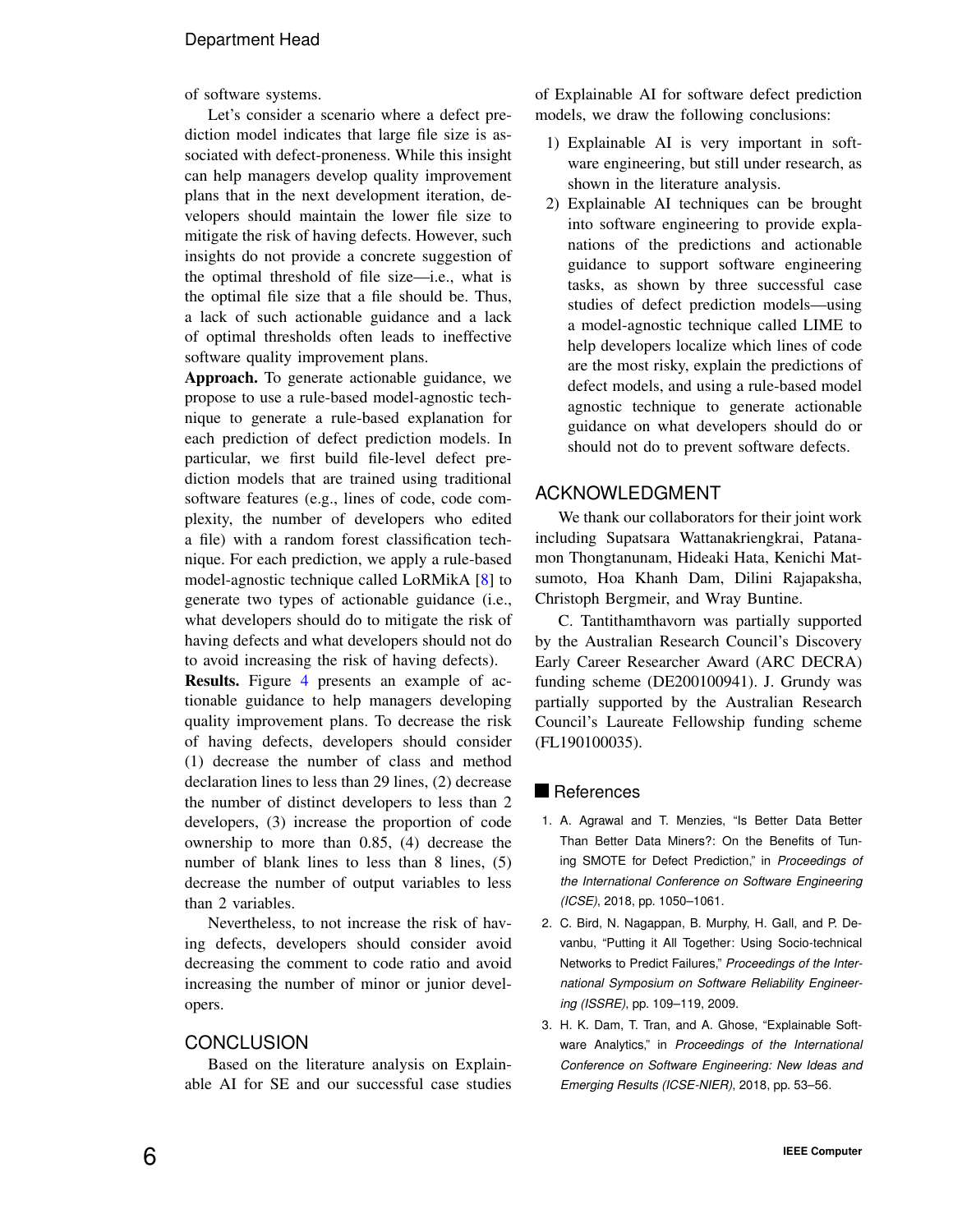of software systems.

Let's consider a scenario where a defect prediction model indicates that large file size is associated with defect-proneness. While this insight can help managers develop quality improvement plans that in the next development iteration, developers should maintain the lower file size to mitigate the risk of having defects. However, such insights do not provide a concrete suggestion of the optimal threshold of file size—i.e., what is the optimal file size that a file should be. Thus, a lack of such actionable guidance and a lack of optimal thresholds often leads to ineffective software quality improvement plans.

**Approach.** To generate actionable guidance, we propose to use a rule-based model-agnostic technique to generate a rule-based explanation for each prediction of defect prediction models. In particular, we first build file-level defect prediction models that are trained using traditional software features (e.g., lines of code, code complexity, the number of developers who edited a file) with a random forest classification technique. For each prediction, we apply a rule-based model-agnostic technique called LoRMikA [8] to generate two types of actionable guidance (i.e., what developers should do to mitigate the risk of having defects and what developers should not do to avoid increasing the risk of having defects).

**Results.** Figure 4 presents an example of actionable guidance to help managers developing quality improvement plans. To decrease the risk of having defects, developers should consider (1) decrease the number of class and method declaration lines to less than 29 lines, (2) decrease the number of distinct developers to less than 2 developers, (3) increase the proportion of code ownership to more than 0.85, (4) decrease the number of blank lines to less than 8 lines, (5) decrease the number of output variables to less than 2 variables.

Nevertheless, to not increase the risk of having defects, developers should consider avoid decreasing the comment to code ratio and avoid increasing the number of minor or junior developers.

## CONCLUSION

Based on the literature analysis on Explainable AI for SE and our successful case studies of Explainable AI for software defect prediction models, we draw the following conclusions:

1) Explainable AI is very important in software engineering, but still under research, as shown in the literature analysis.
2) Explainable AI techniques can be brought into software engineering to provide explanations of the predictions and actionable guidance to support software engineering tasks, as shown by three successful case studies of defect prediction models—using a model-agnostic technique called LIME to help developers localize which lines of code are the most risky, explain the predictions of defect models, and using a rule-based model agnostic technique to generate actionable guidance on what developers should do or should not do to prevent software defects.

## ACKNOWLEDGMENT

We thank our collaborators for their joint work including Supatsara Wattanakriengkrai, Patanamon Thongtanunam, Hideaki Hata, Kenichi Matsumoto, Hoa Khanh Dam, Dilini Rajapaksha, Christoph Bergmeir, and Wray Buntine.

C. Tantithamthavorn was partially supported by the Australian Research Council's Discovery Early Career Researcher Award (ARC DECRA) funding scheme (DE200100941). J. Grundy was partially supported by the Australian Research Council's Laureate Fellowship funding scheme (FL190100035).

## References

1. A. Agrawal and T. Menzies, "Is Better Data Better Than Better Data Miners?: On the Benefits of Tuning SMOTE for Defect Prediction," in *Proceedings of the International Conference on Software Engineering (ICSE)*, 2018, pp. 1050–1061.
2. C. Bird, N. Nagappan, B. Murphy, H. Gall, and P. Devanbu, "Putting it All Together: Using Socio-technical Networks to Predict Failures," *Proceedings of the International Symposium on Software Reliability Engineering (ISSRE)*, pp. 109–119, 2009.
3. H. K. Dam, T. Tran, and A. Ghose, "Explainable Software Analytics," in *Proceedings of the International Conference on Software Engineering: New Ideas and Emerging Results (ICSE-NIER)*, 2018, pp. 53–56.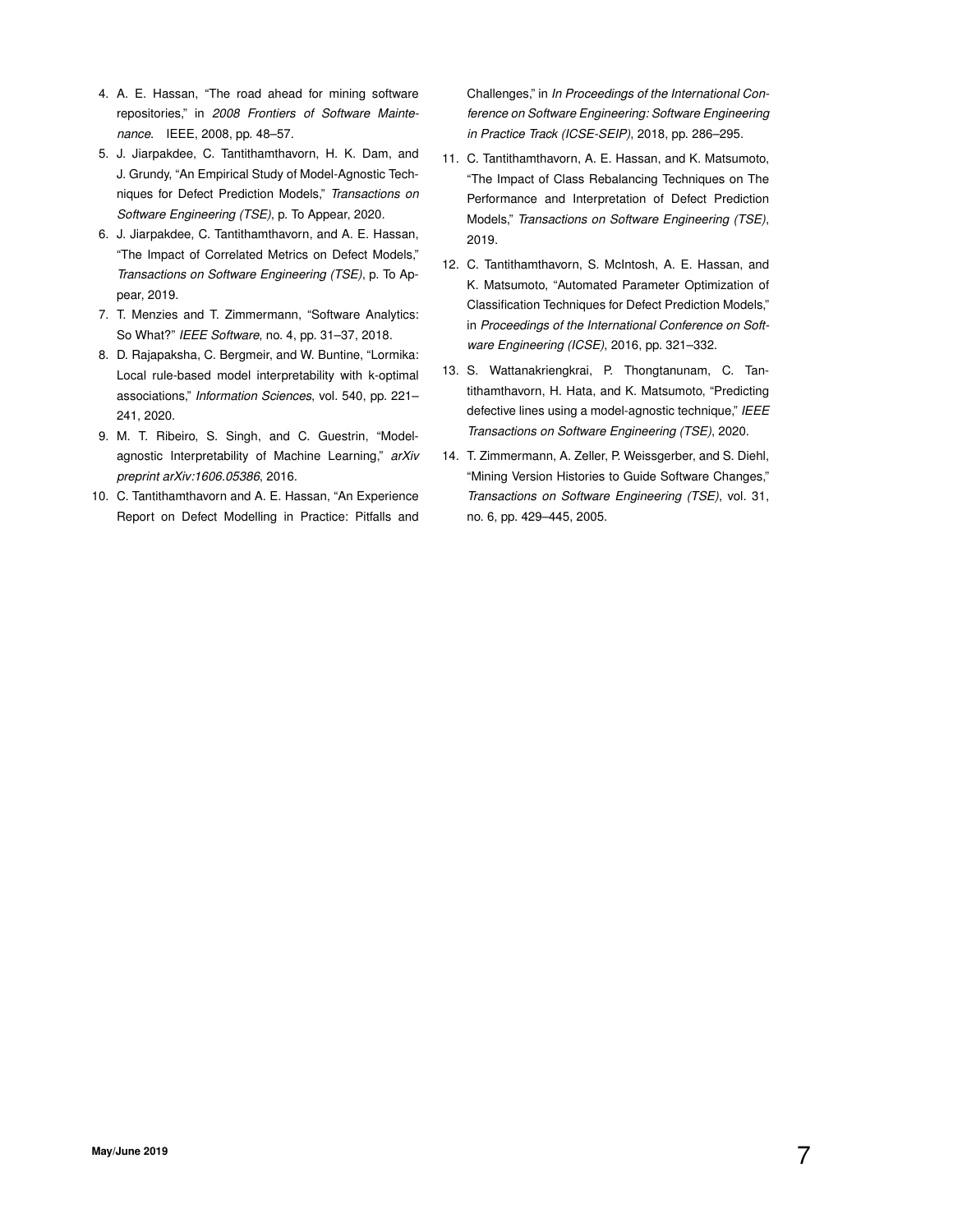4. A. E. Hassan, "The road ahead for mining software repositories," in *2008 Frontiers of Software Maintenance*. IEEE, 2008, pp. 48–57.
5. J. Jiarpakdee, C. Tantithamthavorn, H. K. Dam, and J. Grundy, "An Empirical Study of Model-Agnostic Techniques for Defect Prediction Models," *Transactions on Software Engineering (TSE)*, p. To Appear, 2020.
6. J. Jiarpakdee, C. Tantithamthavorn, and A. E. Hassan, "The Impact of Correlated Metrics on Defect Models," *Transactions on Software Engineering (TSE)*, p. To Appear, 2019.
7. T. Menzies and T. Zimmermann, "Software Analytics: So What?" *IEEE Software*, no. 4, pp. 31–37, 2018.
8. D. Rajapaksha, C. Bergmeir, and W. Buntine, "Lormika: Local rule-based model interpretability with k-optimal associations," *Information Sciences*, vol. 540, pp. 221–241, 2020.
9. M. T. Ribeiro, S. Singh, and C. Guestrin, "Model-agnostic Interpretability of Machine Learning," *arXiv preprint arXiv:1606.05386*, 2016.
10. C. Tantithamthavorn and A. E. Hassan, "An Experience Report on Defect Modelling in Practice: Pitfalls and Challenges," in *In Proceedings of the International Conference on Software Engineering: Software Engineering in Practice Track (ICSE-SEIP)*, 2018, pp. 286–295.
11. C. Tantithamthavorn, A. E. Hassan, and K. Matsumoto, "The Impact of Class Rebalancing Techniques on The Performance and Interpretation of Defect Prediction Models," *Transactions on Software Engineering (TSE)*, 2019.
12. C. Tantithamthavorn, S. McIntosh, A. E. Hassan, and K. Matsumoto, "Automated Parameter Optimization of Classification Techniques for Defect Prediction Models," in *Proceedings of the International Conference on Software Engineering (ICSE)*, 2016, pp. 321–332.
13. S. Wattanakriengkrai, P. Thongtanunam, C. Tantithamthavorn, H. Hata, and K. Matsumoto, "Predicting defective lines using a model-agnostic technique," *IEEE Transactions on Software Engineering (TSE)*, 2020.
14. T. Zimmermann, A. Zeller, P. Weissgerber, and S. Diehl, "Mining Version Histories to Guide Software Changes," *Transactions on Software Engineering (TSE)*, vol. 31, no. 6, pp. 429–445, 2005.